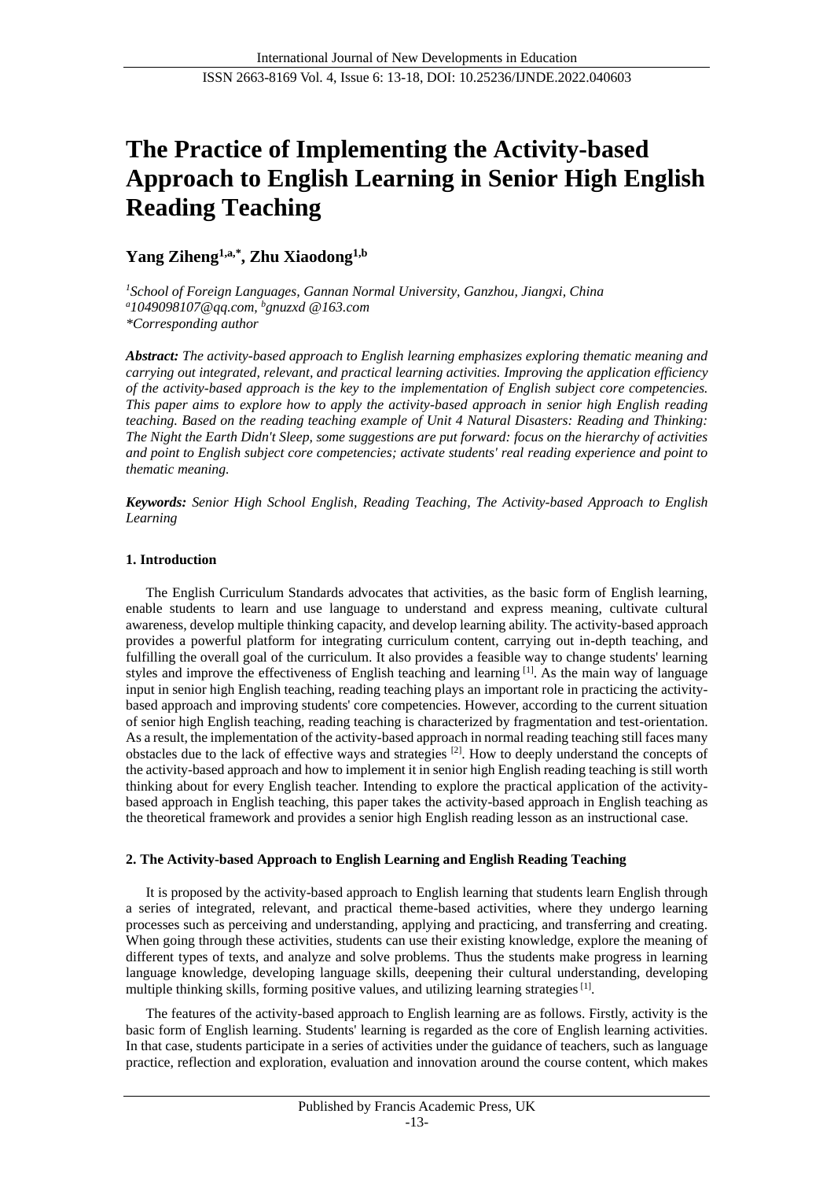# The Practice of Implementing the Activity-based Approach to English Learning in Senior High English Reading Teaching

**Yang Ziheng[1,a,*], Zhu Xiaodong[1,b]**

*[1]School of Foreign Languages, Gannan Normal University, Ganzhou, Jiangxi, China*
*[a]1049098107@qq.com, [b]gnuzxd @163.com*
*\*Corresponding author*

***Abstract:*** *The activity-based approach to English learning emphasizes exploring thematic meaning and carrying out integrated, relevant, and practical learning activities. Improving the application efficiency of the activity-based approach is the key to the implementation of English subject core competencies. This paper aims to explore how to apply the activity-based approach in senior high English reading teaching. Based on the reading teaching example of Unit 4 Natural Disasters: Reading and Thinking: The Night the Earth Didn't Sleep, some suggestions are put forward: focus on the hierarchy of activities and point to English subject core competencies; activate students' real reading experience and point to thematic meaning.*

***Keywords:*** *Senior High School English, Reading Teaching, The Activity-based Approach to English Learning*

## 1. Introduction

The English Curriculum Standards advocates that activities, as the basic form of English learning, enable students to learn and use language to understand and express meaning, cultivate cultural awareness, develop multiple thinking capacity, and develop learning ability. The activity-based approach provides a powerful platform for integrating curriculum content, carrying out in-depth teaching, and fulfilling the overall goal of the curriculum. It also provides a feasible way to change students' learning styles and improve the effectiveness of English teaching and learning [1]. As the main way of language input in senior high English teaching, reading teaching plays an important role in practicing the activity-based approach and improving students' core competencies. However, according to the current situation of senior high English teaching, reading teaching is characterized by fragmentation and test-orientation. As a result, the implementation of the activity-based approach in normal reading teaching still faces many obstacles due to the lack of effective ways and strategies [2]. How to deeply understand the concepts of the activity-based approach and how to implement it in senior high English reading teaching is still worth thinking about for every English teacher. Intending to explore the practical application of the activity-based approach in English teaching, this paper takes the activity-based approach in English teaching as the theoretical framework and provides a senior high English reading lesson as an instructional case.

## 2. The Activity-based Approach to English Learning and English Reading Teaching

It is proposed by the activity-based approach to English learning that students learn English through a series of integrated, relevant, and practical theme-based activities, where they undergo learning processes such as perceiving and understanding, applying and practicing, and transferring and creating. When going through these activities, students can use their existing knowledge, explore the meaning of different types of texts, and analyze and solve problems. Thus the students make progress in learning language knowledge, developing language skills, deepening their cultural understanding, developing multiple thinking skills, forming positive values, and utilizing learning strategies [1].

The features of the activity-based approach to English learning are as follows. Firstly, activity is the basic form of English learning. Students' learning is regarded as the core of English learning activities. In that case, students participate in a series of activities under the guidance of teachers, such as language practice, reflection and exploration, evaluation and innovation around the course content, which makes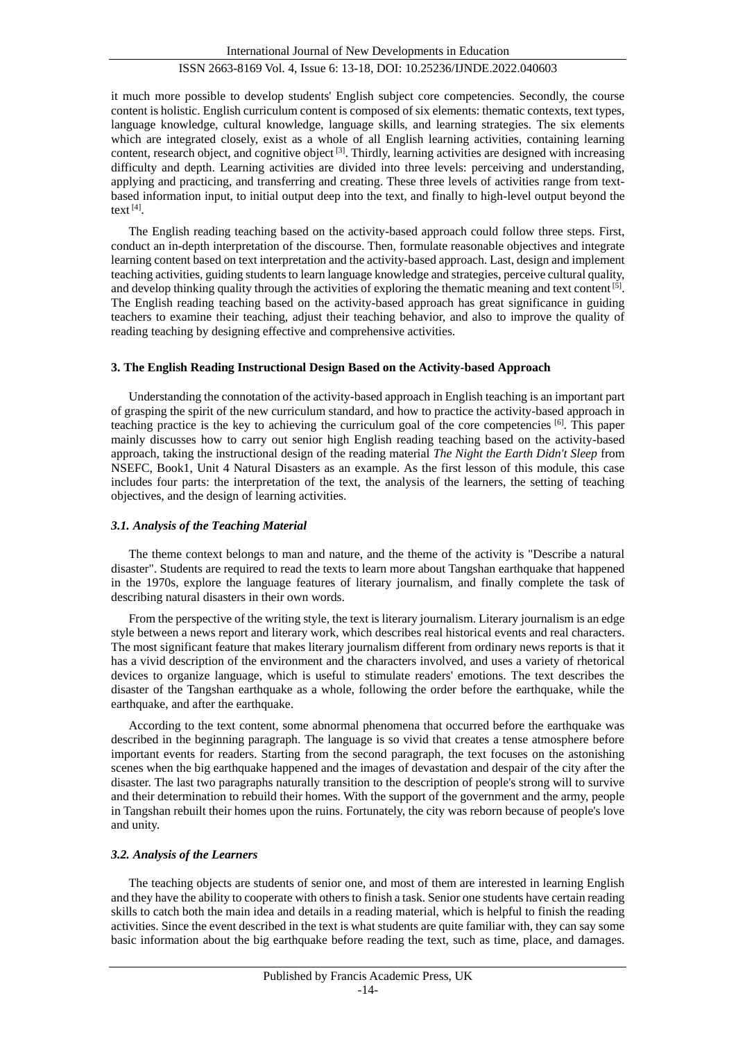it much more possible to develop students' English subject core competencies. Secondly, the course content is holistic. English curriculum content is composed of six elements: thematic contexts, text types, language knowledge, cultural knowledge, language skills, and learning strategies. The six elements which are integrated closely, exist as a whole of all English learning activities, containing learning content, research object, and cognitive object [3]. Thirdly, learning activities are designed with increasing difficulty and depth. Learning activities are divided into three levels: perceiving and understanding, applying and practicing, and transferring and creating. These three levels of activities range from text-based information input, to initial output deep into the text, and finally to high-level output beyond the text [4].

The English reading teaching based on the activity-based approach could follow three steps. First, conduct an in-depth interpretation of the discourse. Then, formulate reasonable objectives and integrate learning content based on text interpretation and the activity-based approach. Last, design and implement teaching activities, guiding students to learn language knowledge and strategies, perceive cultural quality, and develop thinking quality through the activities of exploring the thematic meaning and text content [5]. The English reading teaching based on the activity-based approach has great significance in guiding teachers to examine their teaching, adjust their teaching behavior, and also to improve the quality of reading teaching by designing effective and comprehensive activities.

## 3. The English Reading Instructional Design Based on the Activity-based Approach

Understanding the connotation of the activity-based approach in English teaching is an important part of grasping the spirit of the new curriculum standard, and how to practice the activity-based approach in teaching practice is the key to achieving the curriculum goal of the core competencies [6]. This paper mainly discusses how to carry out senior high English reading teaching based on the activity-based approach, taking the instructional design of the reading material *The Night the Earth Didn't Sleep* from NSEFC, Book1, Unit 4 Natural Disasters as an example. As the first lesson of this module, this case includes four parts: the interpretation of the text, the analysis of the learners, the setting of teaching objectives, and the design of learning activities.

### 3.1. Analysis of the Teaching Material

The theme context belongs to man and nature, and the theme of the activity is "Describe a natural disaster". Students are required to read the texts to learn more about Tangshan earthquake that happened in the 1970s, explore the language features of literary journalism, and finally complete the task of describing natural disasters in their own words.

From the perspective of the writing style, the text is literary journalism. Literary journalism is an edge style between a news report and literary work, which describes real historical events and real characters. The most significant feature that makes literary journalism different from ordinary news reports is that it has a vivid description of the environment and the characters involved, and uses a variety of rhetorical devices to organize language, which is useful to stimulate readers' emotions. The text describes the disaster of the Tangshan earthquake as a whole, following the order before the earthquake, while the earthquake, and after the earthquake.

According to the text content, some abnormal phenomena that occurred before the earthquake was described in the beginning paragraph. The language is so vivid that creates a tense atmosphere before important events for readers. Starting from the second paragraph, the text focuses on the astonishing scenes when the big earthquake happened and the images of devastation and despair of the city after the disaster. The last two paragraphs naturally transition to the description of people's strong will to survive and their determination to rebuild their homes. With the support of the government and the army, people in Tangshan rebuilt their homes upon the ruins. Fortunately, the city was reborn because of people's love and unity.

### 3.2. Analysis of the Learners

The teaching objects are students of senior one, and most of them are interested in learning English and they have the ability to cooperate with others to finish a task. Senior one students have certain reading skills to catch both the main idea and details in a reading material, which is helpful to finish the reading activities. Since the event described in the text is what students are quite familiar with, they can say some basic information about the big earthquake before reading the text, such as time, place, and damages.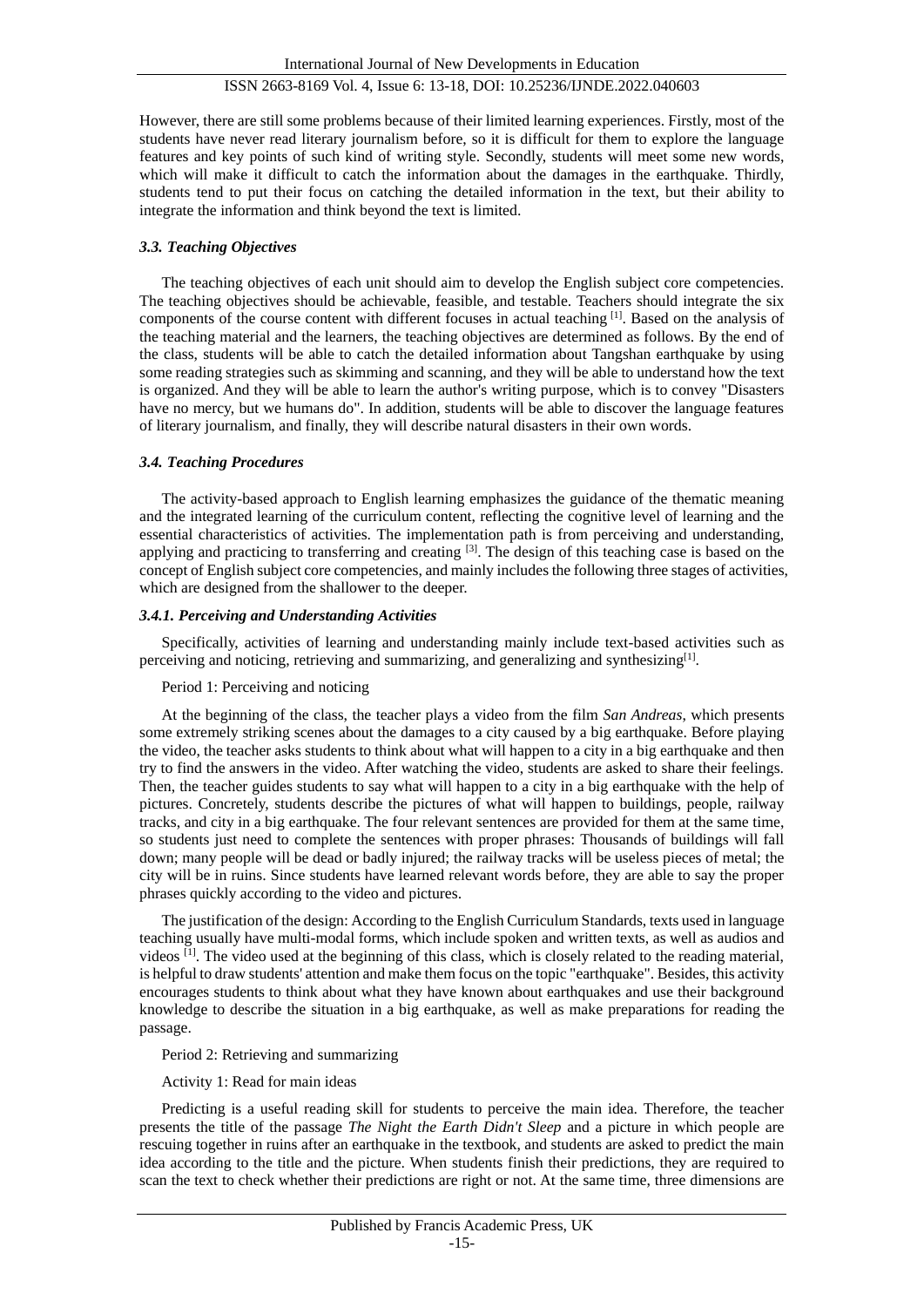However, there are still some problems because of their limited learning experiences. Firstly, most of the students have never read literary journalism before, so it is difficult for them to explore the language features and key points of such kind of writing style. Secondly, students will meet some new words, which will make it difficult to catch the information about the damages in the earthquake. Thirdly, students tend to put their focus on catching the detailed information in the text, but their ability to integrate the information and think beyond the text is limited.

### *3.3. Teaching Objectives*

The teaching objectives of each unit should aim to develop the English subject core competencies. The teaching objectives should be achievable, feasible, and testable. Teachers should integrate the six components of the course content with different focuses in actual teaching [1]. Based on the analysis of the teaching material and the learners, the teaching objectives are determined as follows. By the end of the class, students will be able to catch the detailed information about Tangshan earthquake by using some reading strategies such as skimming and scanning, and they will be able to understand how the text is organized. And they will be able to learn the author's writing purpose, which is to convey "Disasters have no mercy, but we humans do". In addition, students will be able to discover the language features of literary journalism, and finally, they will describe natural disasters in their own words.

### *3.4. Teaching Procedures*

The activity-based approach to English learning emphasizes the guidance of the thematic meaning and the integrated learning of the curriculum content, reflecting the cognitive level of learning and the essential characteristics of activities. The implementation path is from perceiving and understanding, applying and practicing to transferring and creating [3]. The design of this teaching case is based on the concept of English subject core competencies, and mainly includes the following three stages of activities, which are designed from the shallower to the deeper.

#### *3.4.1. Perceiving and Understanding Activities*

Specifically, activities of learning and understanding mainly include text-based activities such as perceiving and noticing, retrieving and summarizing, and generalizing and synthesizing[1].

Period 1: Perceiving and noticing

At the beginning of the class, the teacher plays a video from the film *San Andreas*, which presents some extremely striking scenes about the damages to a city caused by a big earthquake. Before playing the video, the teacher asks students to think about what will happen to a city in a big earthquake and then try to find the answers in the video. After watching the video, students are asked to share their feelings. Then, the teacher guides students to say what will happen to a city in a big earthquake with the help of pictures. Concretely, students describe the pictures of what will happen to buildings, people, railway tracks, and city in a big earthquake. The four relevant sentences are provided for them at the same time, so students just need to complete the sentences with proper phrases: Thousands of buildings will fall down; many people will be dead or badly injured; the railway tracks will be useless pieces of metal; the city will be in ruins. Since students have learned relevant words before, they are able to say the proper phrases quickly according to the video and pictures.

The justification of the design: According to the English Curriculum Standards, texts used in language teaching usually have multi-modal forms, which include spoken and written texts, as well as audios and videos [1]. The video used at the beginning of this class, which is closely related to the reading material, is helpful to draw students' attention and make them focus on the topic "earthquake". Besides, this activity encourages students to think about what they have known about earthquakes and use their background knowledge to describe the situation in a big earthquake, as well as make preparations for reading the passage.

Period 2: Retrieving and summarizing

Activity 1: Read for main ideas

Predicting is a useful reading skill for students to perceive the main idea. Therefore, the teacher presents the title of the passage *The Night the Earth Didn't Sleep* and a picture in which people are rescuing together in ruins after an earthquake in the textbook, and students are asked to predict the main idea according to the title and the picture. When students finish their predictions, they are required to scan the text to check whether their predictions are right or not. At the same time, three dimensions are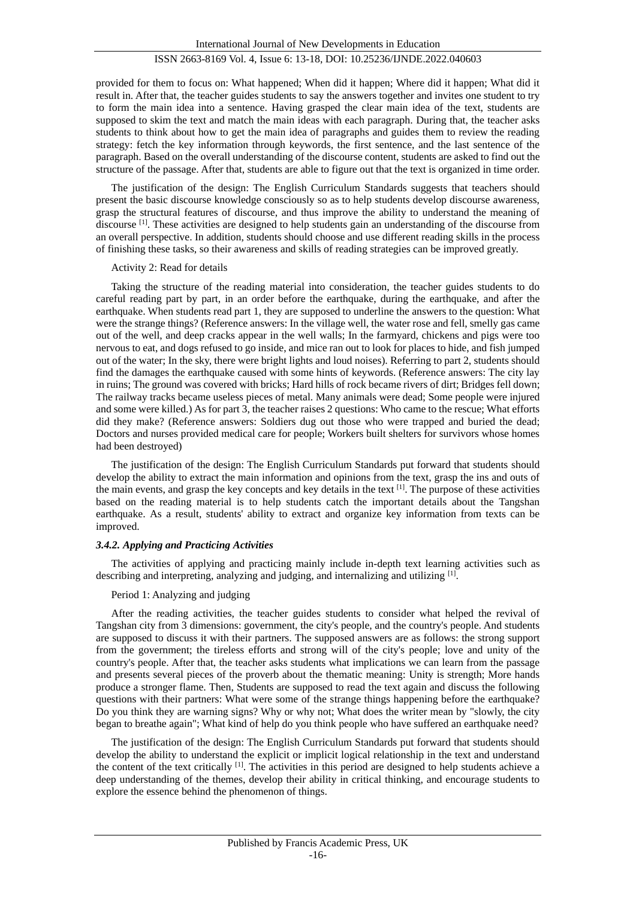provided for them to focus on: What happened; When did it happen; Where did it happen; What did it result in. After that, the teacher guides students to say the answers together and invites one student to try to form the main idea into a sentence. Having grasped the clear main idea of the text, students are supposed to skim the text and match the main ideas with each paragraph. During that, the teacher asks students to think about how to get the main idea of paragraphs and guides them to review the reading strategy: fetch the key information through keywords, the first sentence, and the last sentence of the paragraph. Based on the overall understanding of the discourse content, students are asked to find out the structure of the passage. After that, students are able to figure out that the text is organized in time order.

The justification of the design: The English Curriculum Standards suggests that teachers should present the basic discourse knowledge consciously so as to help students develop discourse awareness, grasp the structural features of discourse, and thus improve the ability to understand the meaning of discourse [1]. These activities are designed to help students gain an understanding of the discourse from an overall perspective. In addition, students should choose and use different reading skills in the process of finishing these tasks, so their awareness and skills of reading strategies can be improved greatly.

Activity 2: Read for details

Taking the structure of the reading material into consideration, the teacher guides students to do careful reading part by part, in an order before the earthquake, during the earthquake, and after the earthquake. When students read part 1, they are supposed to underline the answers to the question: What were the strange things? (Reference answers: In the village well, the water rose and fell, smelly gas came out of the well, and deep cracks appear in the well walls; In the farmyard, chickens and pigs were too nervous to eat, and dogs refused to go inside, and mice ran out to look for places to hide, and fish jumped out of the water; In the sky, there were bright lights and loud noises). Referring to part 2, students should find the damages the earthquake caused with some hints of keywords. (Reference answers: The city lay in ruins; The ground was covered with bricks; Hard hills of rock became rivers of dirt; Bridges fell down; The railway tracks became useless pieces of metal. Many animals were dead; Some people were injured and some were killed.) As for part 3, the teacher raises 2 questions: Who came to the rescue; What efforts did they make? (Reference answers: Soldiers dug out those who were trapped and buried the dead; Doctors and nurses provided medical care for people; Workers built shelters for survivors whose homes had been destroyed)

The justification of the design: The English Curriculum Standards put forward that students should develop the ability to extract the main information and opinions from the text, grasp the ins and outs of the main events, and grasp the key concepts and key details in the text [1]. The purpose of these activities based on the reading material is to help students catch the important details about the Tangshan earthquake. As a result, students' ability to extract and organize key information from texts can be improved.

### *3.4.2. Applying and Practicing Activities*

The activities of applying and practicing mainly include in-depth text learning activities such as describing and interpreting, analyzing and judging, and internalizing and utilizing [1].

Period 1: Analyzing and judging

After the reading activities, the teacher guides students to consider what helped the revival of Tangshan city from 3 dimensions: government, the city's people, and the country's people. And students are supposed to discuss it with their partners. The supposed answers are as follows: the strong support from the government; the tireless efforts and strong will of the city's people; love and unity of the country's people. After that, the teacher asks students what implications we can learn from the passage and presents several pieces of the proverb about the thematic meaning: Unity is strength; More hands produce a stronger flame. Then, Students are supposed to read the text again and discuss the following questions with their partners: What were some of the strange things happening before the earthquake? Do you think they are warning signs? Why or why not; What does the writer mean by "slowly, the city began to breathe again"; What kind of help do you think people who have suffered an earthquake need?

The justification of the design: The English Curriculum Standards put forward that students should develop the ability to understand the explicit or implicit logical relationship in the text and understand the content of the text critically [1]. The activities in this period are designed to help students achieve a deep understanding of the themes, develop their ability in critical thinking, and encourage students to explore the essence behind the phenomenon of things.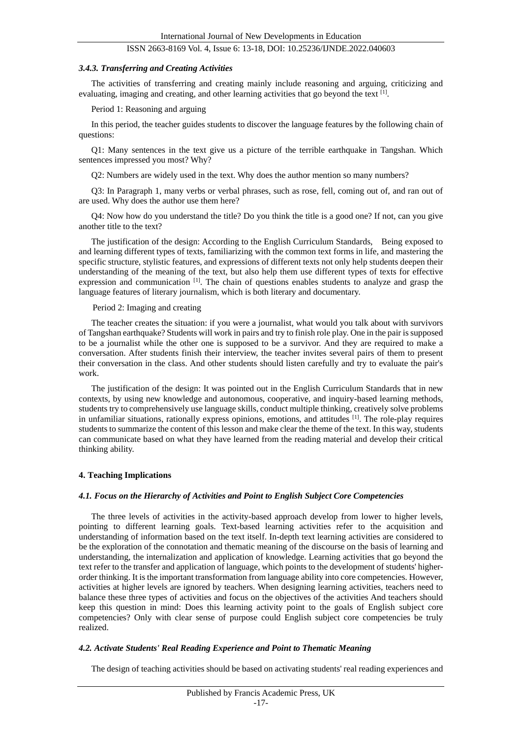### *3.4.3. Transferring and Creating Activities*

The activities of transferring and creating mainly include reasoning and arguing, criticizing and evaluating, imaging and creating, and other learning activities that go beyond the text [1].

Period 1: Reasoning and arguing

In this period, the teacher guides students to discover the language features by the following chain of questions:

Q1: Many sentences in the text give us a picture of the terrible earthquake in Tangshan. Which sentences impressed you most? Why?

Q2: Numbers are widely used in the text. Why does the author mention so many numbers?

Q3: In Paragraph 1, many verbs or verbal phrases, such as rose, fell, coming out of, and ran out of are used. Why does the author use them here?

Q4: Now how do you understand the title? Do you think the title is a good one? If not, can you give another title to the text?

The justification of the design: According to the English Curriculum Standards, Being exposed to and learning different types of texts, familiarizing with the common text forms in life, and mastering the specific structure, stylistic features, and expressions of different texts not only help students deepen their understanding of the meaning of the text, but also help them use different types of texts for effective expression and communication [1]. The chain of questions enables students to analyze and grasp the language features of literary journalism, which is both literary and documentary.

Period 2: Imaging and creating

The teacher creates the situation: if you were a journalist, what would you talk about with survivors of Tangshan earthquake? Students will work in pairs and try to finish role play. One in the pair is supposed to be a journalist while the other one is supposed to be a survivor. And they are required to make a conversation. After students finish their interview, the teacher invites several pairs of them to present their conversation in the class. And other students should listen carefully and try to evaluate the pair's work.

The justification of the design: It was pointed out in the English Curriculum Standards that in new contexts, by using new knowledge and autonomous, cooperative, and inquiry-based learning methods, students try to comprehensively use language skills, conduct multiple thinking, creatively solve problems in unfamiliar situations, rationally express opinions, emotions, and attitudes [1]. The role-play requires students to summarize the content of this lesson and make clear the theme of the text. In this way, students can communicate based on what they have learned from the reading material and develop their critical thinking ability.

## 4. Teaching Implications

### *4.1. Focus on the Hierarchy of Activities and Point to English Subject Core Competencies*

The three levels of activities in the activity-based approach develop from lower to higher levels, pointing to different learning goals. Text-based learning activities refer to the acquisition and understanding of information based on the text itself. In-depth text learning activities are considered to be the exploration of the connotation and thematic meaning of the discourse on the basis of learning and understanding, the internalization and application of knowledge. Learning activities that go beyond the text refer to the transfer and application of language, which points to the development of students' higher-order thinking. It is the important transformation from language ability into core competencies. However, activities at higher levels are ignored by teachers. When designing learning activities, teachers need to balance these three types of activities and focus on the objectives of the activities And teachers should keep this question in mind: Does this learning activity point to the goals of English subject core competencies? Only with clear sense of purpose could English subject core competencies be truly realized.

### *4.2. Activate Students' Real Reading Experience and Point to Thematic Meaning*

The design of teaching activities should be based on activating students' real reading experiences and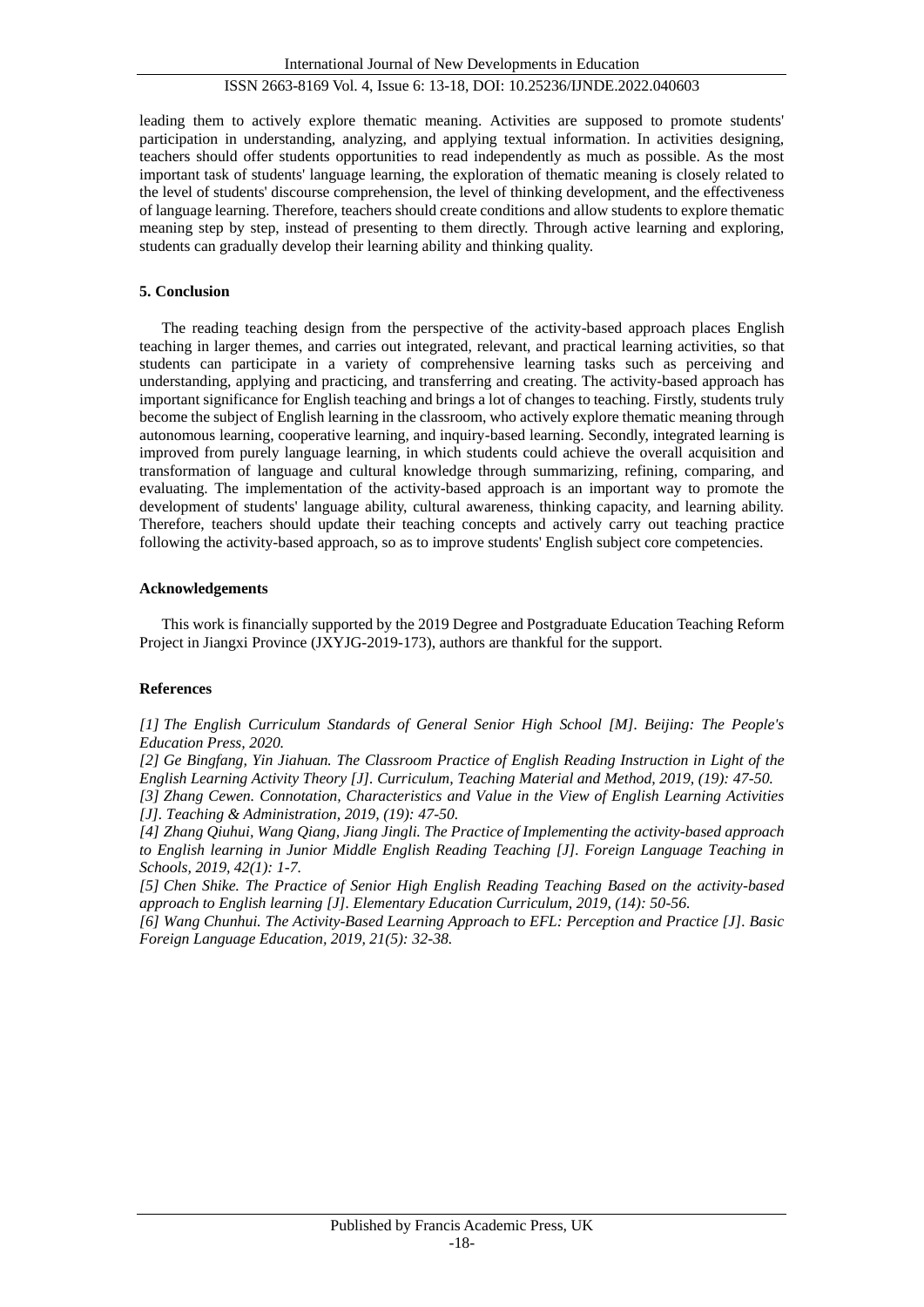leading them to actively explore thematic meaning. Activities are supposed to promote students' participation in understanding, analyzing, and applying textual information. In activities designing, teachers should offer students opportunities to read independently as much as possible. As the most important task of students' language learning, the exploration of thematic meaning is closely related to the level of students' discourse comprehension, the level of thinking development, and the effectiveness of language learning. Therefore, teachers should create conditions and allow students to explore thematic meaning step by step, instead of presenting to them directly. Through active learning and exploring, students can gradually develop their learning ability and thinking quality.

## 5. Conclusion

The reading teaching design from the perspective of the activity-based approach places English teaching in larger themes, and carries out integrated, relevant, and practical learning activities, so that students can participate in a variety of comprehensive learning tasks such as perceiving and understanding, applying and practicing, and transferring and creating. The activity-based approach has important significance for English teaching and brings a lot of changes to teaching. Firstly, students truly become the subject of English learning in the classroom, who actively explore thematic meaning through autonomous learning, cooperative learning, and inquiry-based learning. Secondly, integrated learning is improved from purely language learning, in which students could achieve the overall acquisition and transformation of language and cultural knowledge through summarizing, refining, comparing, and evaluating. The implementation of the activity-based approach is an important way to promote the development of students' language ability, cultural awareness, thinking capacity, and learning ability. Therefore, teachers should update their teaching concepts and actively carry out teaching practice following the activity-based approach, so as to improve students' English subject core competencies.

## Acknowledgements

This work is financially supported by the 2019 Degree and Postgraduate Education Teaching Reform Project in Jiangxi Province (JXYJG-2019-173), authors are thankful for the support.

## References

*[1] The English Curriculum Standards of General Senior High School [M]. Beijing: The People's Education Press, 2020.*

*[2] Ge Bingfang, Yin Jiahuan. The Classroom Practice of English Reading Instruction in Light of the English Learning Activity Theory [J]. Curriculum, Teaching Material and Method, 2019, (19): 47-50.*

*[3] Zhang Cewen. Connotation, Characteristics and Value in the View of English Learning Activities [J]. Teaching & Administration, 2019, (19): 47-50.*

*[4] Zhang Qiuhui, Wang Qiang, Jiang Jingli. The Practice of Implementing the activity-based approach to English learning in Junior Middle English Reading Teaching [J]. Foreign Language Teaching in Schools, 2019, 42(1): 1-7.*

*[5] Chen Shike. The Practice of Senior High English Reading Teaching Based on the activity-based approach to English learning [J]. Elementary Education Curriculum, 2019, (14): 50-56.*

*[6] Wang Chunhui. The Activity-Based Learning Approach to EFL: Perception and Practice [J]. Basic Foreign Language Education, 2019, 21(5): 32-38.*